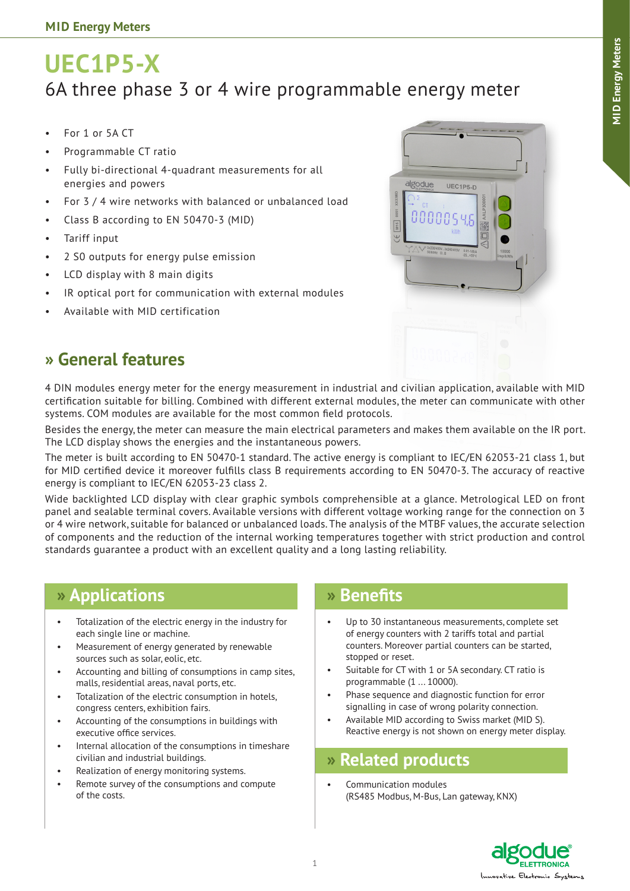# UEC1P5-X

## 6A three phase 3 or 4 wire programmable energy meter

- For 1 or 5A CT
- Programmable CT ratio
- Fully bi-directional 4-quadrant measurements for all energies and powers
- For 3 / 4 wire networks with balanced or unbalanced load
- Class B according to EN 50470-3 (MID)
- Tariff input
- 2 S0 outputs for energy pulse emission
- LCD display with 8 main digits
- IR optical port for communication with external modules
- Available with MID certification

## » General features

4 DIN modules energy meter for the energy measurement in industrial and civilian application, available with MID certification suitable for billing. Combined with different external modules, the meter can communicate with other systems. COM modules are available for the most common field protocols.

Besides the energy, the meter can measure the main electrical parameters and makes them available on the IR port. The LCD display shows the energies and the instantaneous powers.

The meter is built according to EN 50470-1 standard. The active energy is compliant to IEC/EN 62053-21 class 1, but for MID certified device it moreover fulfills class B requirements according to EN 50470-3. The accuracy of reactive energy is compliant to IEC/EN 62053-23 class 2.

Wide backlighted LCD display with clear graphic symbols comprehensible at a glance. Metrological LED on front panel and sealable terminal covers. Available versions with different voltage working range for the connection on 3 or 4 wire network, suitable for balanced or unbalanced loads. The analysis of the MTBF values, the accurate selection of components and the reduction of the internal working temperatures together with strict production and control standards guarantee a product with an excellent quality and a long lasting reliability.

## » Applications

- Totalization of the electric energy in the industry for each single line or machine.
- Measurement of energy generated by renewable sources such as solar, eolic, etc.
- Accounting and billing of consumptions in camp sites, malls, residential areas, naval ports, etc.
- Totalization of the electric consumption in hotels, congress centers, exhibition fairs.
- Accounting of the consumptions in buildings with executive office services.
- Internal allocation of the consumptions in timeshare civilian and industrial buildings.
- Realization of energy monitoring systems.
- Remote survey of the consumptions and compute of the costs.

## » Benefits

- Up to 30 instantaneous measurements, complete set of energy counters with 2 tariffs total and partial counters. Moreover partial counters can be started, stopped or reset.
- Suitable for CT with 1 or 5A secondary. CT ratio is programmable (1 ... 10000).
- Phase sequence and diagnostic function for error signalling in case of wrong polarity connection.
- Available MID according to Swiss market (MID S). Reactive energy is not shown on energy meter display.

## » Related products

- Communication modules (RS485 Modbus, M-Bus, Lan gateway, KNX)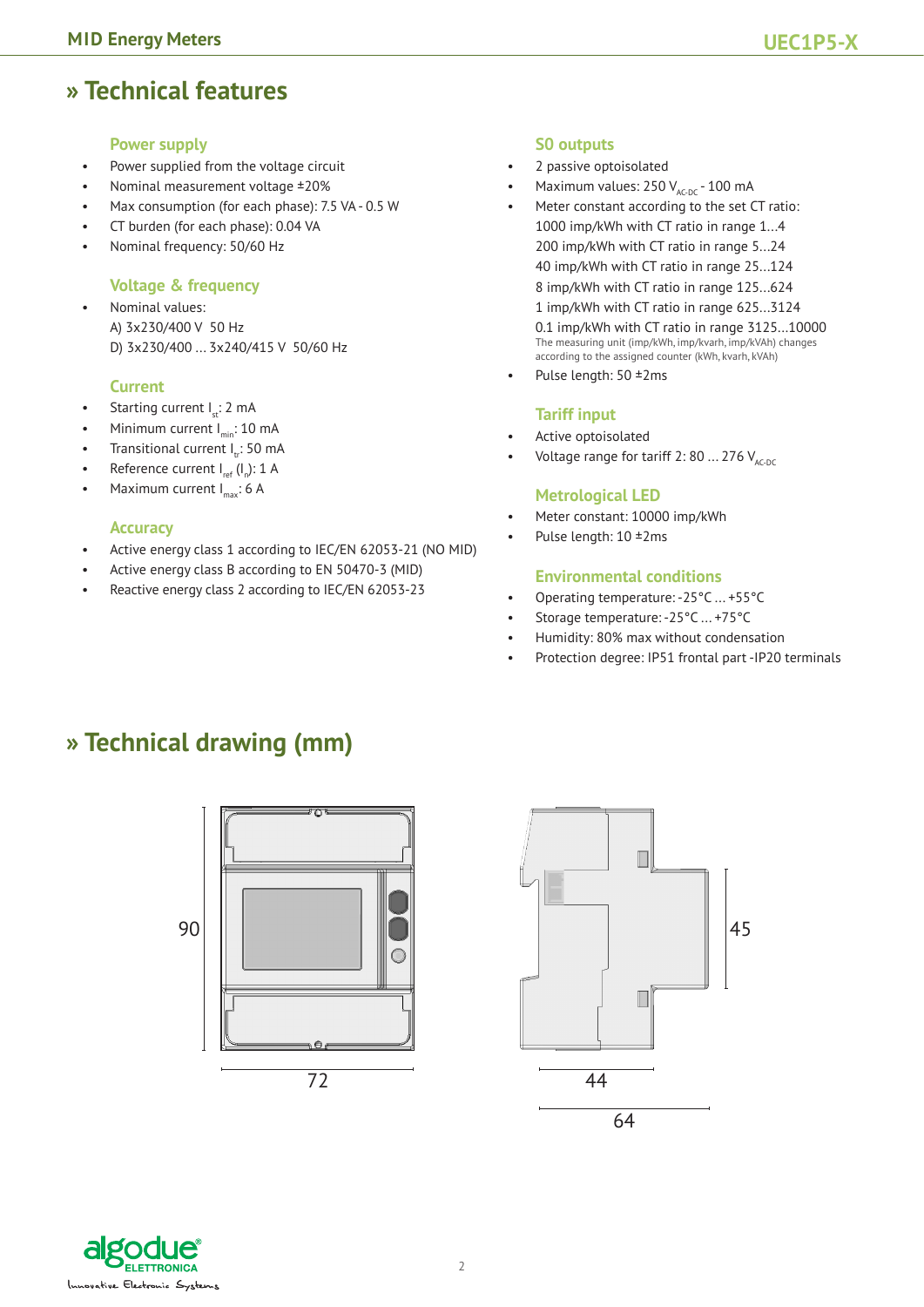# » Technical features

### Power supply

- Power supplied from the voltage circuit
- Nominal measurement voltage ±20%
- Max consumption (for each phase): 7.5 VA - 0.5 W
- CT burden (for each phase): 0.04 VA
- Nominal frequency: 50/60 Hz

### Voltage & frequency

- Nominal values:
  A) 3x230/400 V 50 Hz
  D) 3x230/400 ... 3x240/415 V 50/60 Hz

### Current

- Starting current $I_{st}$: 2 mA
- Minimum current $I_{min}$: 10 mA
- Transitional current $I_{tr}$: 50 mA
- Reference current $I_{ref}$ ($I_n$): 1 A
- Maximum current $I_{max}$: 6 A

### Accuracy

- Active energy class 1 according to IEC/EN 62053-21 (NO MID)
- Active energy class B according to EN 50470-3 (MID)
- Reactive energy class 2 according to IEC/EN 62053-23

### S0 outputs

- 2 passive optoisolated
- Maximum values: 250 $V_{AC-DC}$ - 100 mA
- Meter constant according to the set CT ratio:
  1000 imp/kWh with CT ratio in range 1...4
  200 imp/kWh with CT ratio in range 5...24
  40 imp/kWh with CT ratio in range 25...124
  8 imp/kWh with CT ratio in range 125...624
  1 imp/kWh with CT ratio in range 625...3124
  0.1 imp/kWh with CT ratio in range 3125...10000
  The measuring unit (imp/kWh, imp/kvarh, imp/kVAh) changes according to the assigned counter (kWh, kvarh, kVAh)
- Pulse length: 50 ±2ms

### Tariff input

- Active optoisolated
- Voltage range for tariff 2: 80 ... 276 $V_{AC-DC}$

### Metrological LED

- Meter constant: 10000 imp/kWh
- Pulse length: 10 ±2ms

### Environmental conditions

- Operating temperature: -25°C ... +55°C
- Storage temperature: -25°C ... +75°C
- Humidity: 80% max without condensation
- Protection degree: IP51 frontal part -IP20 terminals

# » Technical drawing (mm)

90

72

45

44

64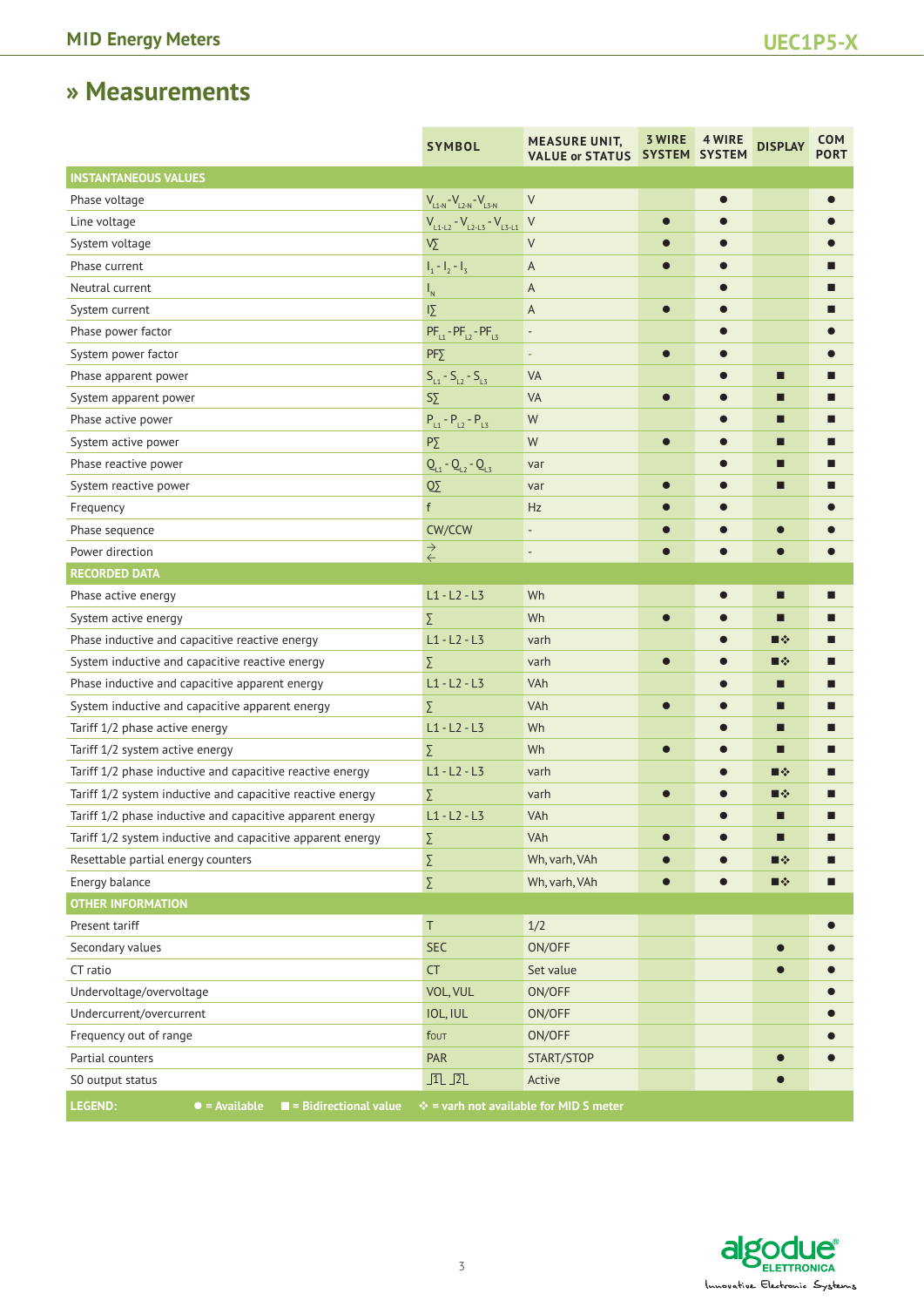# » Measurements

| | SYMBOL | MEASURE UNIT, VALUE or STATUS | 3 WIRE SYSTEM | 4 WIRE SYSTEM | DISPLAY | COM PORT |
|---|---|---|---|---|---|---|
| **INSTANTANEOUS VALUES** | | | | | | |
| Phase voltage | $V_{L1-N}$-$V_{L2-N}$-$V_{L3-N}$ | V | | ● | | ● |
| Line voltage | $V_{L1-L2}$ - $V_{L2-L3}$ - $V_{L3-L1}$ | V | ● | ● | | ● |
| System voltage | V∑ | V | ● | ● | | ● |
| Phase current | $I_1$ - $I_2$ - $I_3$ | A | ● | ● | | ■ |
| Neutral current | $I_N$ | A | | ● | | ■ |
| System current | I∑ | A | ● | ● | | ■ |
| Phase power factor | $PF_{L1}$ - $PF_{L2}$ - $PF_{L3}$ | - | | ● | | ● |
| System power factor | PF∑ | - | ● | ● | | ● |
| Phase apparent power | $S_{L1}$ - $S_{L2}$ - $S_{L3}$ | VA | | ● | ■ | ■ |
| System apparent power | S∑ | VA | ● | ● | ■ | ■ |
| Phase active power | $P_{L1}$ - $P_{L2}$ - $P_{L3}$ | W | | ● | ■ | ■ |
| System active power | P∑ | W | ● | ● | ■ | ■ |
| Phase reactive power | $Q_{L1}$ - $Q_{L2}$ - $Q_{L3}$ | var | | ● | ■ | ■ |
| System reactive power | Q∑ | var | ● | ● | ■ | ■ |
| Frequency | f | Hz | ● | ● | | ● |
| Phase sequence | CW/CCW | - | ● | ● | ● | ● |
| Power direction | → ← | - | ● | ● | ● | ● |
| **RECORDED DATA** | | | | | | |
| Phase active energy | L1 - L2 - L3 | Wh | | ● | ■ | ■ |
| System active energy | ∑ | Wh | ● | ● | ■ | ■ |
| Phase inductive and capacitive reactive energy | L1 - L2 - L3 | varh | | ● | ■❖ | ■ |
| System inductive and capacitive reactive energy | ∑ | varh | ● | ● | ■❖ | ■ |
| Phase inductive and capacitive apparent energy | L1 - L2 - L3 | VAh | | ● | ■ | ■ |
| System inductive and capacitive apparent energy | ∑ | VAh | ● | ● | ■ | ■ |
| Tariff 1/2 phase active energy | L1 - L2 - L3 | Wh | | ● | ■ | ■ |
| Tariff 1/2 system active energy | ∑ | Wh | ● | ● | ■ | ■ |
| Tariff 1/2 phase inductive and capacitive reactive energy | L1 - L2 - L3 | varh | | ● | ■❖ | ■ |
| Tariff 1/2 system inductive and capacitive reactive energy | ∑ | varh | ● | ● | ■❖ | ■ |
| Tariff 1/2 phase inductive and capacitive apparent energy | L1 - L2 - L3 | VAh | | ● | ■ | ■ |
| Tariff 1/2 system inductive and capacitive apparent energy | ∑ | VAh | ● | ● | ■ | ■ |
| Resettable partial energy counters | ∑ | Wh, varh, VAh | ● | ● | ■❖ | ■ |
| Energy balance | ∑ | Wh, varh, VAh | ● | ● | ■❖ | ■ |
| **OTHER INFORMATION** | | | | | | |
| Present tariff | T | 1/2 | | | | ● |
| Secondary values | SEC | ON/OFF | | | ● | ● |
| CT ratio | CT | Set value | | | ● | ● |
| Undervoltage/overvoltage | VOL, VUL | ON/OFF | | | | ● |
| Undercurrent/overcurrent | IOL, IUL | ON/OFF | | | | ● |
| Frequency out of range | fOUT | ON/OFF | | | | ● |
| Partial counters | PAR | START/STOP | | | ● | ● |
| S0 output status | ⎍1⎍ ⎍2⎍ | Active | | | ● | |

**LEGEND:** ● = Available ■ = Bidirectional value ❖ = varh not available for MID S meter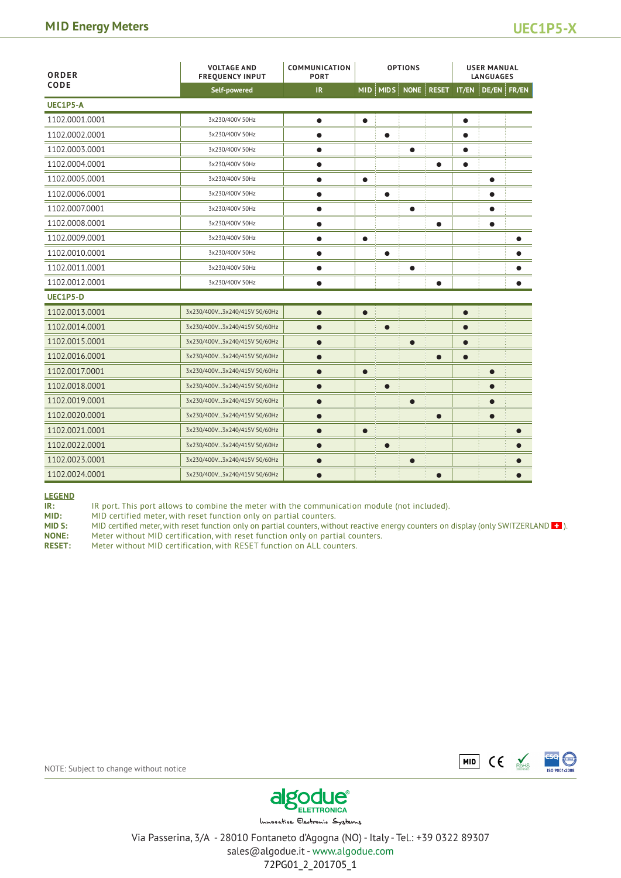## MID Energy Meters

# UEC1P5-X

| ORDER CODE | VOLTAGE AND FREQUENCY INPUT | COMMUNICATION PORT | OPTIONS | | | | USER MANUAL LANGUAGES | | |
|---|---|---|---|---|---|---|---|---|---|
| | Self-powered | IR | MID | MID S | NONE | RESET | IT/EN | DE/EN | FR/EN |
| **UEC1P5-A** | | | | | | | | | |
| 1102.0001.0001 | 3x230/400V 50Hz | ● | ● | | | | ● | | |
| 1102.0002.0001 | 3x230/400V 50Hz | ● | | ● | | | ● | | |
| 1102.0003.0001 | 3x230/400V 50Hz | ● | | | ● | | ● | | |
| 1102.0004.0001 | 3x230/400V 50Hz | ● | | | | ● | ● | | |
| 1102.0005.0001 | 3x230/400V 50Hz | ● | ● | | | | | ● | |
| 1102.0006.0001 | 3x230/400V 50Hz | ● | | ● | | | | ● | |
| 1102.0007.0001 | 3x230/400V 50Hz | ● | | | ● | | | ● | |
| 1102.0008.0001 | 3x230/400V 50Hz | ● | | | | ● | | ● | |
| 1102.0009.0001 | 3x230/400V 50Hz | ● | ● | | | | | | ● |
| 1102.0010.0001 | 3x230/400V 50Hz | ● | | ● | | | | | ● |
| 1102.0011.0001 | 3x230/400V 50Hz | ● | | | ● | | | | ● |
| 1102.0012.0001 | 3x230/400V 50Hz | ● | | | | ● | | | ● |
| **UEC1P5-D** | | | | | | | | | |
| 1102.0013.0001 | 3x230/400V...3x240/415V 50/60Hz | ● | ● | | | | ● | | |
| 1102.0014.0001 | 3x230/400V...3x240/415V 50/60Hz | ● | | ● | | | ● | | |
| 1102.0015.0001 | 3x230/400V...3x240/415V 50/60Hz | ● | | | ● | | ● | | |
| 1102.0016.0001 | 3x230/400V...3x240/415V 50/60Hz | ● | | | | ● | ● | | |
| 1102.0017.0001 | 3x230/400V...3x240/415V 50/60Hz | ● | ● | | | | | ● | |
| 1102.0018.0001 | 3x230/400V...3x240/415V 50/60Hz | ● | | ● | | | | ● | |
| 1102.0019.0001 | 3x230/400V...3x240/415V 50/60Hz | ● | | | ● | | | ● | |
| 1102.0020.0001 | 3x230/400V...3x240/415V 50/60Hz | ● | | | | ● | | ● | |
| 1102.0021.0001 | 3x230/400V...3x240/415V 50/60Hz | ● | ● | | | | | | ● |
| 1102.0022.0001 | 3x230/400V...3x240/415V 50/60Hz | ● | | ● | | | | | ● |
| 1102.0023.0001 | 3x230/400V...3x240/415V 50/60Hz | ● | | | ● | | | | ● |
| 1102.0024.0001 | 3x230/400V...3x240/415V 50/60Hz | ● | | | | ● | | | ● |

**LEGEND**

**IR:** IR port. This port allows to combine the meter with the communication module (not included).
**MID:** MID certified meter, with reset function only on partial counters.
**MID S:** MID certified meter, with reset function only on partial counters, without reactive energy counters on display (only SWITZERLAND ).
**NONE:** Meter without MID certification, with reset function only on partial counters.
**RESET:** Meter without MID certification, with RESET function on ALL counters.

NOTE: Subject to change without notice

algodue® ELETTRONICA
Innovative Electronic Systems

Via Passerina, 3/A - 28010 Fontaneto d'Agogna (NO) - Italy - Tel.: +39 0322 89307
sales@algodue.it - www.algodue.com
72PG01_2_201705_1